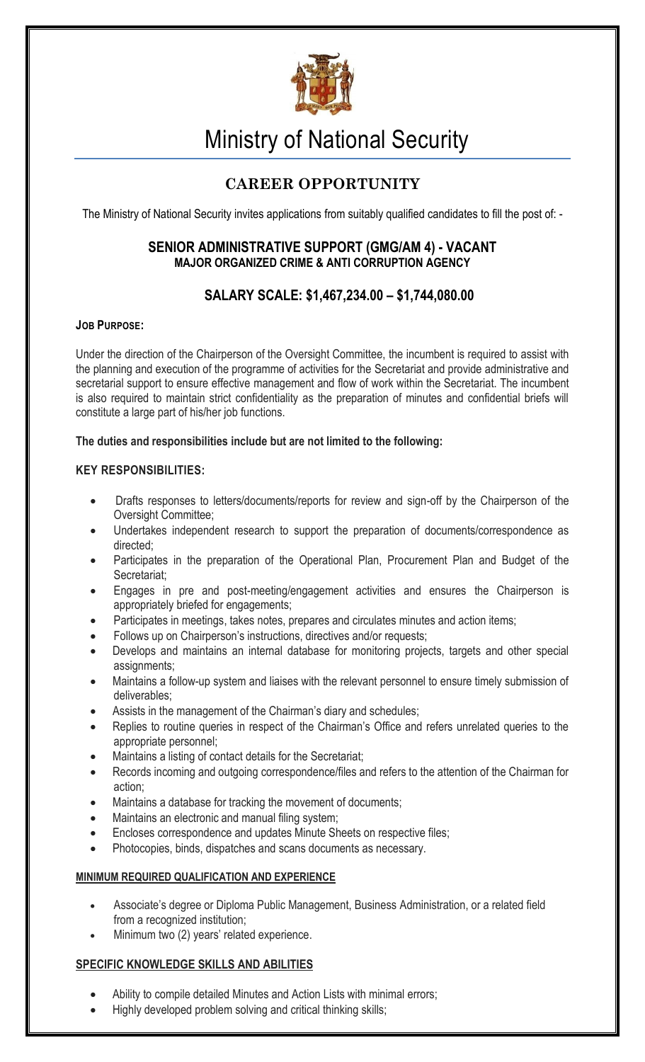# Ministry of National Security

## CAREER OPPORTUNITY

The Ministry of National Security invites applications from suitably qualified candidates to fill the post of: -

### SENIOR ADMINISTRATIVE SUPPORT (GMG/AM 4) - VACANT
**MAJOR ORGANIZED CRIME & ANTI CORRUPTION AGENCY**

### SALARY SCALE: $1,467,234.00 – $1,744,080.00

**JOB PURPOSE:**

Under the direction of the Chairperson of the Oversight Committee, the incumbent is required to assist with the planning and execution of the programme of activities for the Secretariat and provide administrative and secretarial support to ensure effective management and flow of work within the Secretariat. The incumbent is also required to maintain strict confidentiality as the preparation of minutes and confidential briefs will constitute a large part of his/her job functions.

**The duties and responsibilities include but are not limited to the following:**

**KEY RESPONSIBILITIES:**

- Drafts responses to letters/documents/reports for review and sign-off by the Chairperson of the Oversight Committee;
- Undertakes independent research to support the preparation of documents/correspondence as directed;
- Participates in the preparation of the Operational Plan, Procurement Plan and Budget of the Secretariat;
- Engages in pre and post-meeting/engagement activities and ensures the Chairperson is appropriately briefed for engagements;
- Participates in meetings, takes notes, prepares and circulates minutes and action items;
- Follows up on Chairperson's instructions, directives and/or requests;
- Develops and maintains an internal database for monitoring projects, targets and other special assignments;
- Maintains a follow-up system and liaises with the relevant personnel to ensure timely submission of deliverables;
- Assists in the management of the Chairman's diary and schedules;
- Replies to routine queries in respect of the Chairman's Office and refers unrelated queries to the appropriate personnel;
- Maintains a listing of contact details for the Secretariat;
- Records incoming and outgoing correspondence/files and refers to the attention of the Chairman for action;
- Maintains a database for tracking the movement of documents;
- Maintains an electronic and manual filing system;
- Encloses correspondence and updates Minute Sheets on respective files;
- Photocopies, binds, dispatches and scans documents as necessary.

**MINIMUM REQUIRED QUALIFICATION AND EXPERIENCE**

- Associate's degree or Diploma Public Management, Business Administration, or a related field from a recognized institution;
- Minimum two (2) years' related experience.

**SPECIFIC KNOWLEDGE SKILLS AND ABILITIES**

- Ability to compile detailed Minutes and Action Lists with minimal errors;
- Highly developed problem solving and critical thinking skills;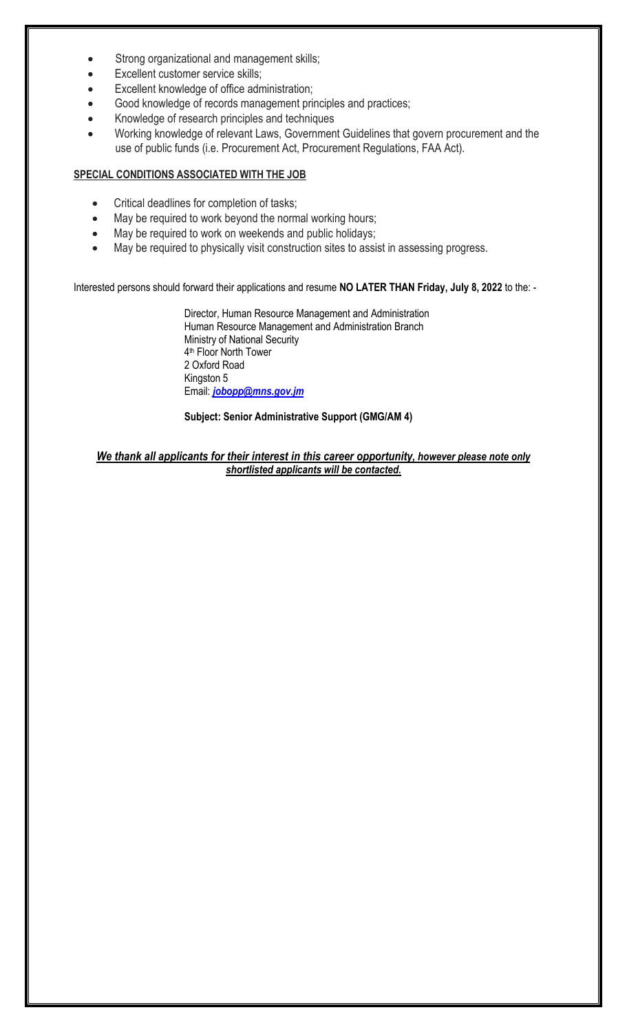- Strong organizational and management skills;
- Excellent customer service skills;
- Excellent knowledge of office administration;
- Good knowledge of records management principles and practices;
- Knowledge of research principles and techniques
- Working knowledge of relevant Laws, Government Guidelines that govern procurement and the use of public funds (i.e. Procurement Act, Procurement Regulations, FAA Act).

**SPECIAL CONDITIONS ASSOCIATED WITH THE JOB**

- Critical deadlines for completion of tasks;
- May be required to work beyond the normal working hours;
- May be required to work on weekends and public holidays;
- May be required to physically visit construction sites to assist in assessing progress.

Interested persons should forward their applications and resume **NO LATER THAN Friday, July 8, 2022** to the: -

Director, Human Resource Management and Administration
Human Resource Management and Administration Branch
Ministry of National Security
4th Floor North Tower
2 Oxford Road
Kingston 5
Email: ***jobopp@mns.gov.jm***

**Subject: Senior Administrative Support (GMG/AM 4)**

***We thank all applicants for their interest in this career opportunity, however please note only shortlisted applicants will be contacted.***